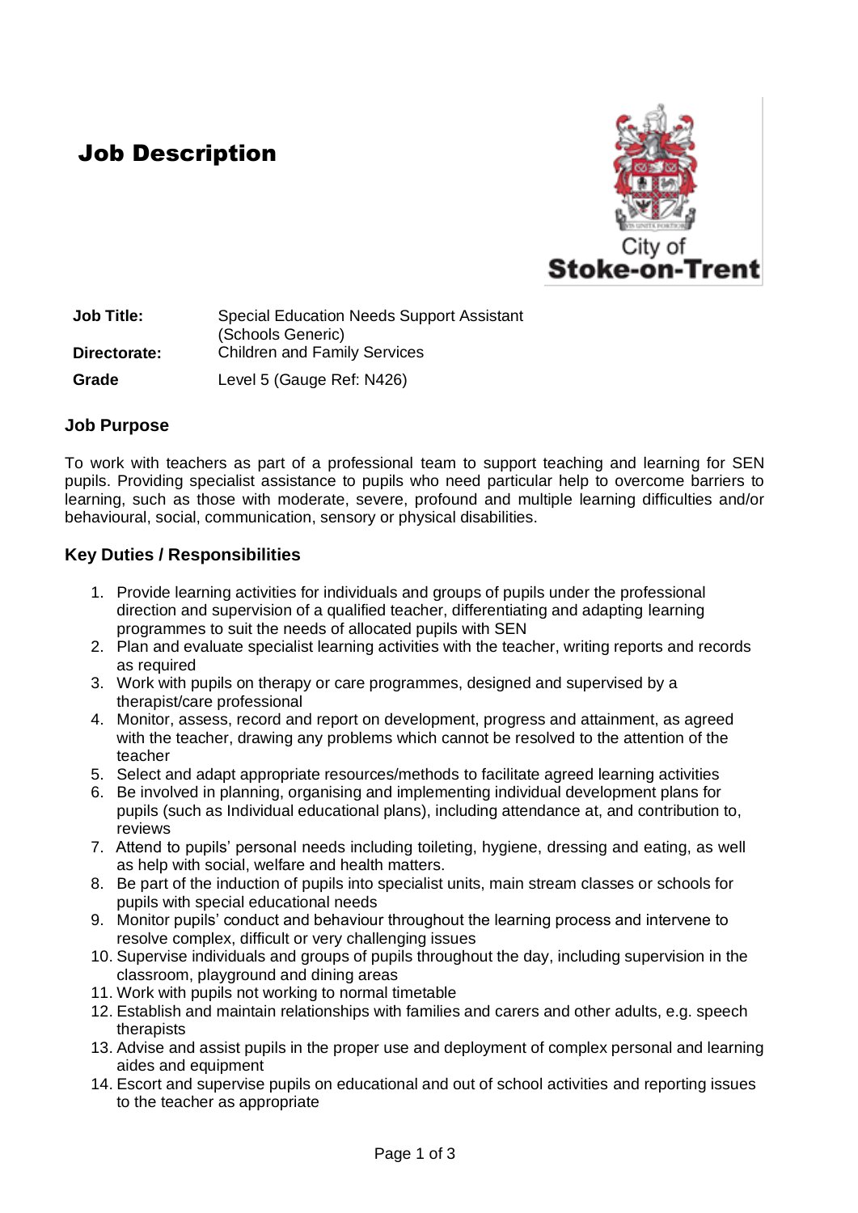# Job Description

City of Stoke-on-Trent

| | |
|---|---|
| **Job Title:** | Special Education Needs Support Assistant (Schools Generic) |
| **Directorate:** | Children and Family Services |
| **Grade** | Level 5 (Gauge Ref: N426) |

## Job Purpose

To work with teachers as part of a professional team to support teaching and learning for SEN pupils. Providing specialist assistance to pupils who need particular help to overcome barriers to learning, such as those with moderate, severe, profound and multiple learning difficulties and/or behavioural, social, communication, sensory or physical disabilities.

## Key Duties / Responsibilities

1. Provide learning activities for individuals and groups of pupils under the professional direction and supervision of a qualified teacher, differentiating and adapting learning programmes to suit the needs of allocated pupils with SEN
2. Plan and evaluate specialist learning activities with the teacher, writing reports and records as required
3. Work with pupils on therapy or care programmes, designed and supervised by a therapist/care professional
4. Monitor, assess, record and report on development, progress and attainment, as agreed with the teacher, drawing any problems which cannot be resolved to the attention of the teacher
5. Select and adapt appropriate resources/methods to facilitate agreed learning activities
6. Be involved in planning, organising and implementing individual development plans for pupils (such as Individual educational plans), including attendance at, and contribution to, reviews
7. Attend to pupils' personal needs including toileting, hygiene, dressing and eating, as well as help with social, welfare and health matters.
8. Be part of the induction of pupils into specialist units, main stream classes or schools for pupils with special educational needs
9. Monitor pupils' conduct and behaviour throughout the learning process and intervene to resolve complex, difficult or very challenging issues
10. Supervise individuals and groups of pupils throughout the day, including supervision in the classroom, playground and dining areas
11. Work with pupils not working to normal timetable
12. Establish and maintain relationships with families and carers and other adults, e.g. speech therapists
13. Advise and assist pupils in the proper use and deployment of complex personal and learning aides and equipment
14. Escort and supervise pupils on educational and out of school activities and reporting issues to the teacher as appropriate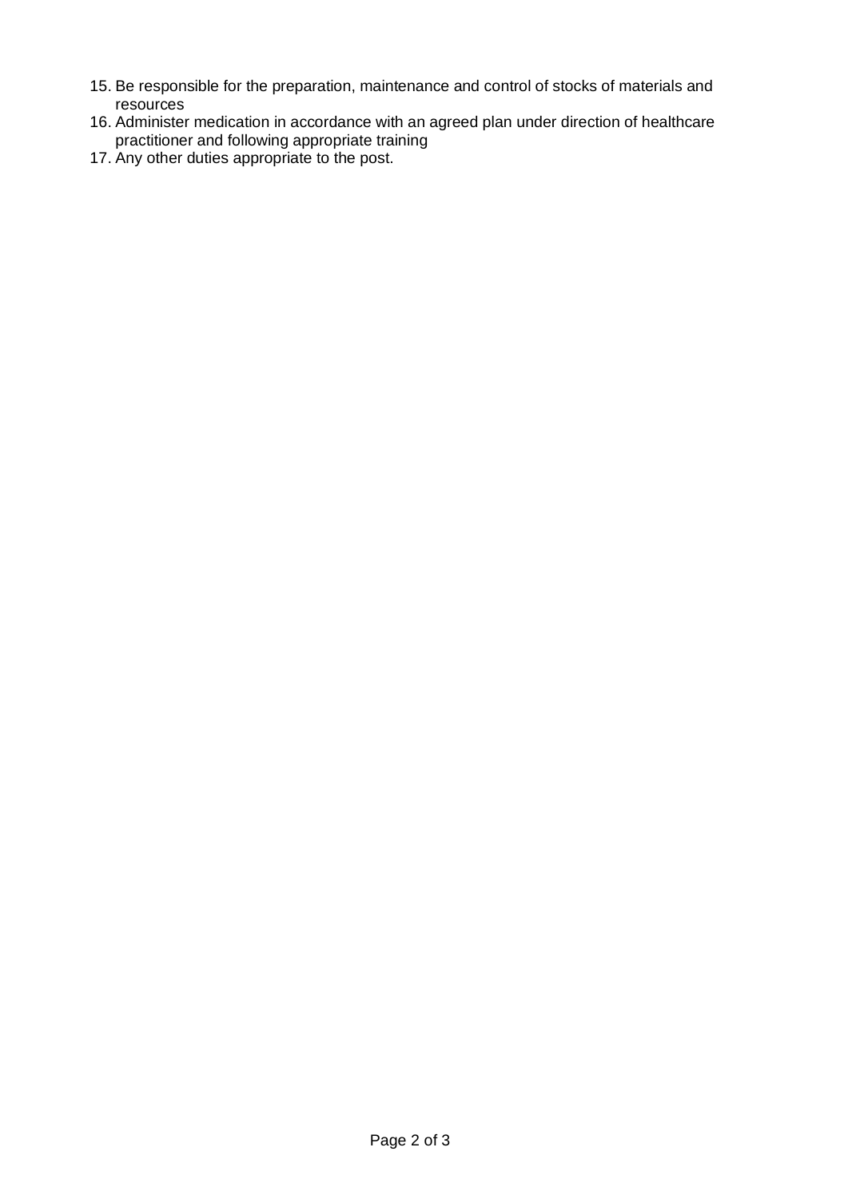15. Be responsible for the preparation, maintenance and control of stocks of materials and resources
16. Administer medication in accordance with an agreed plan under direction of healthcare practitioner and following appropriate training
17. Any other duties appropriate to the post.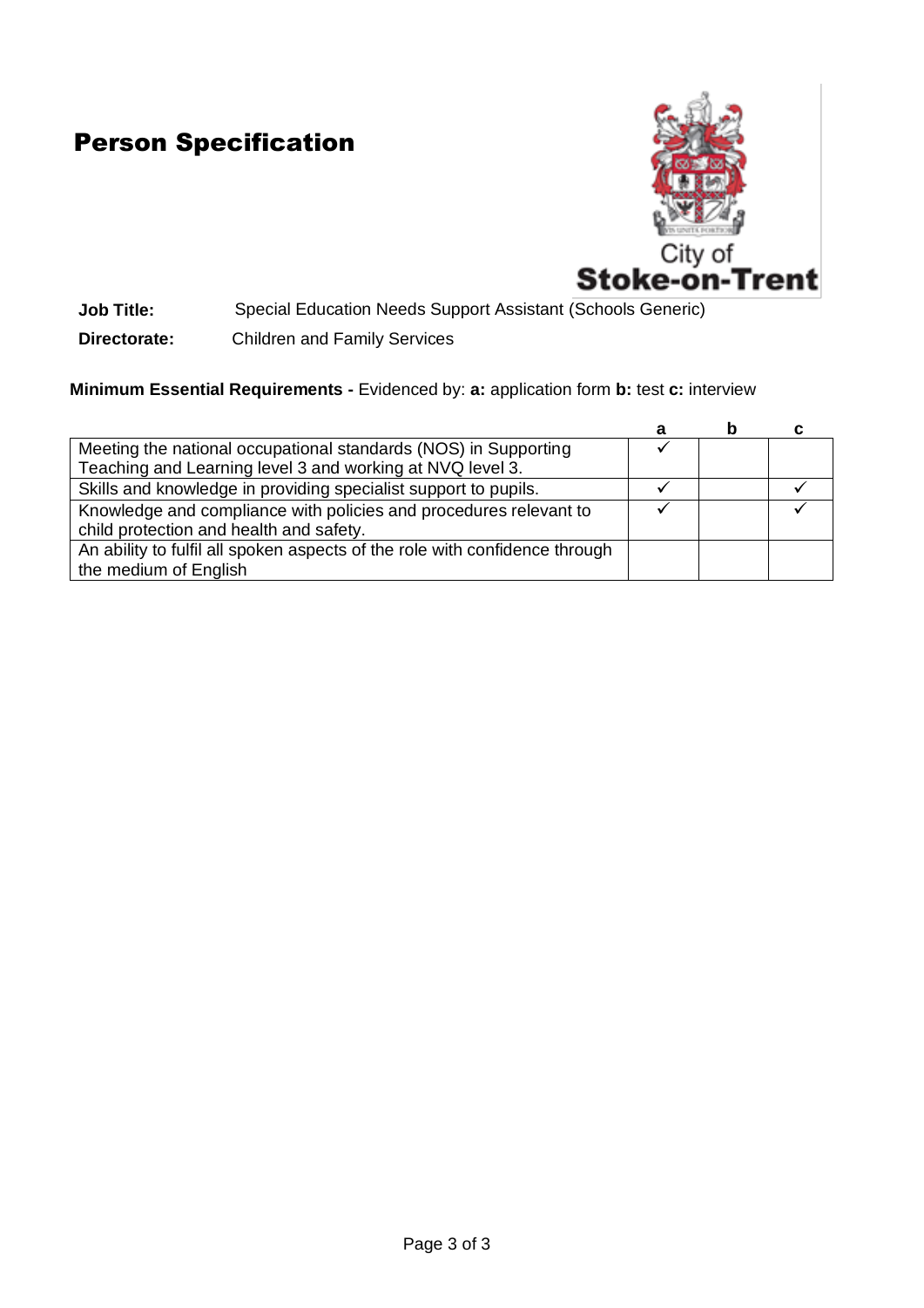# Person Specification

City of **Stoke-on-Trent**

**Job Title:** Special Education Needs Support Assistant (Schools Generic)

**Directorate:** Children and Family Services

**Minimum Essential Requirements -** Evidenced by: **a:** application form **b:** test **c:** interview

| | a | b | c |
|---|---|---|---|
| Meeting the national occupational standards (NOS) in Supporting Teaching and Learning level 3 and working at NVQ level 3. | ✓ | | |
| Skills and knowledge in providing specialist support to pupils. | ✓ | | ✓ |
| Knowledge and compliance with policies and procedures relevant to child protection and health and safety. | ✓ | | ✓ |
| An ability to fulfil all spoken aspects of the role with confidence through the medium of English | | | |